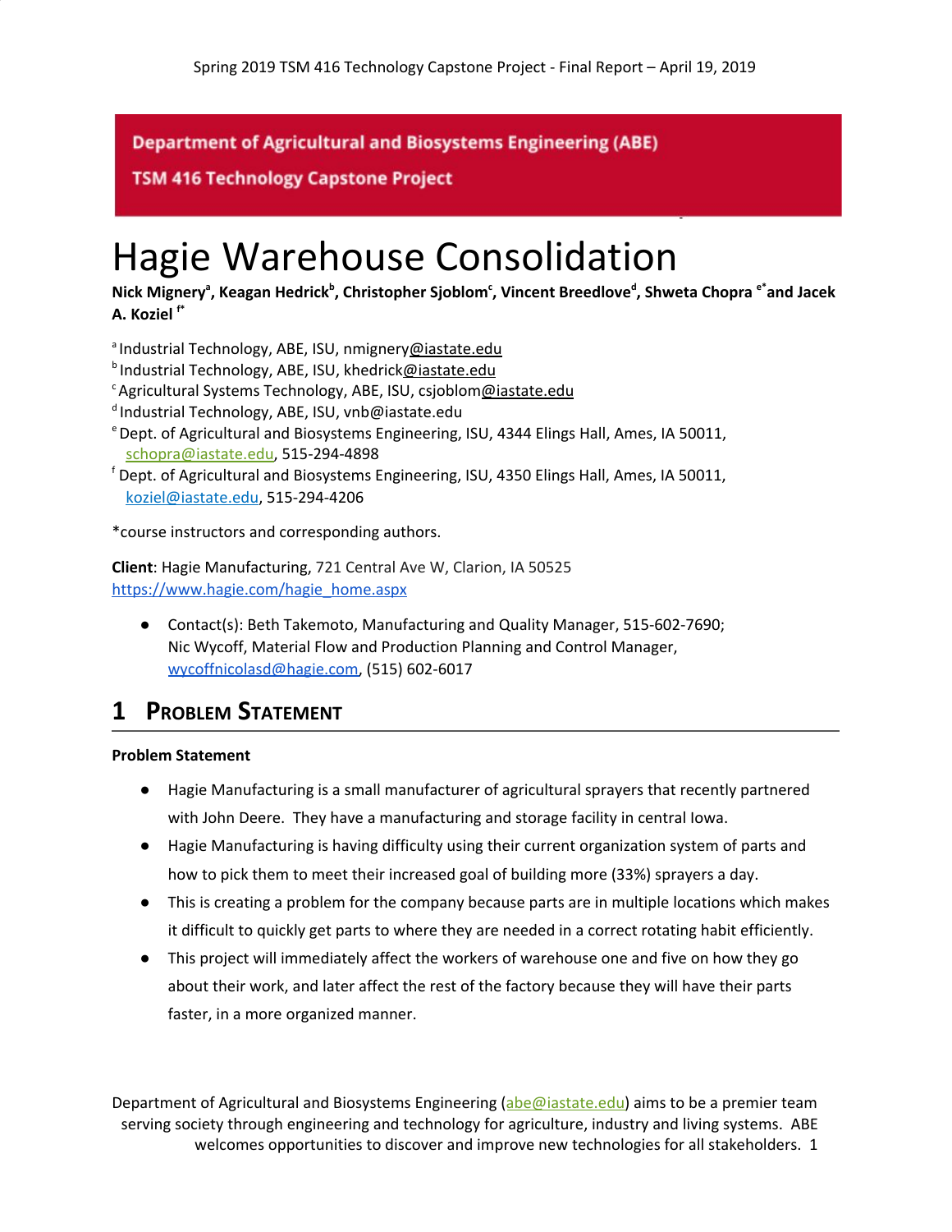**Department of Agricultural and Biosystems Engineering (ABE)**

**TSM 416 Technology Capstone Project**

# Hagie Warehouse Consolidation

**Nick Mignery[a], Keagan Hedrick[b], Christopher Sjoblom[c], Vincent Breedlove[d], Shweta Chopra [e*] and Jacek A. Koziel [f*]**

[a] Industrial Technology, ABE, ISU, nmignery@iastate.edu
[b] Industrial Technology, ABE, ISU, khedrick@iastate.edu
[c] Agricultural Systems Technology, ABE, ISU, csjoblom@iastate.edu
[d] Industrial Technology, ABE, ISU, vnb@iastate.edu
[e] Dept. of Agricultural and Biosystems Engineering, ISU, 4344 Elings Hall, Ames, IA 50011, schopra@iastate.edu, 515-294-4898
[f] Dept. of Agricultural and Biosystems Engineering, ISU, 4350 Elings Hall, Ames, IA 50011, koziel@iastate.edu, 515-294-4206

*course instructors and corresponding authors.

**Client**: Hagie Manufacturing, 721 Central Ave W, Clarion, IA 50525
https://www.hagie.com/hagie_home.aspx

- Contact(s): Beth Takemoto, Manufacturing and Quality Manager, 515-602-7690; Nic Wycoff, Material Flow and Production Planning and Control Manager, wycoffnicolasd@hagie.com, (515) 602-6017

## 1 Problem Statement

**Problem Statement**

- Hagie Manufacturing is a small manufacturer of agricultural sprayers that recently partnered with John Deere. They have a manufacturing and storage facility in central Iowa.
- Hagie Manufacturing is having difficulty using their current organization system of parts and how to pick them to meet their increased goal of building more (33%) sprayers a day.
- This is creating a problem for the company because parts are in multiple locations which makes it difficult to quickly get parts to where they are needed in a correct rotating habit efficiently.
- This project will immediately affect the workers of warehouse one and five on how they go about their work, and later affect the rest of the factory because they will have their parts faster, in a more organized manner.

Department of Agricultural and Biosystems Engineering (abe@iastate.edu) aims to be a premier team serving society through engineering and technology for agriculture, industry and living systems. ABE welcomes opportunities to discover and improve new technologies for all stakeholders.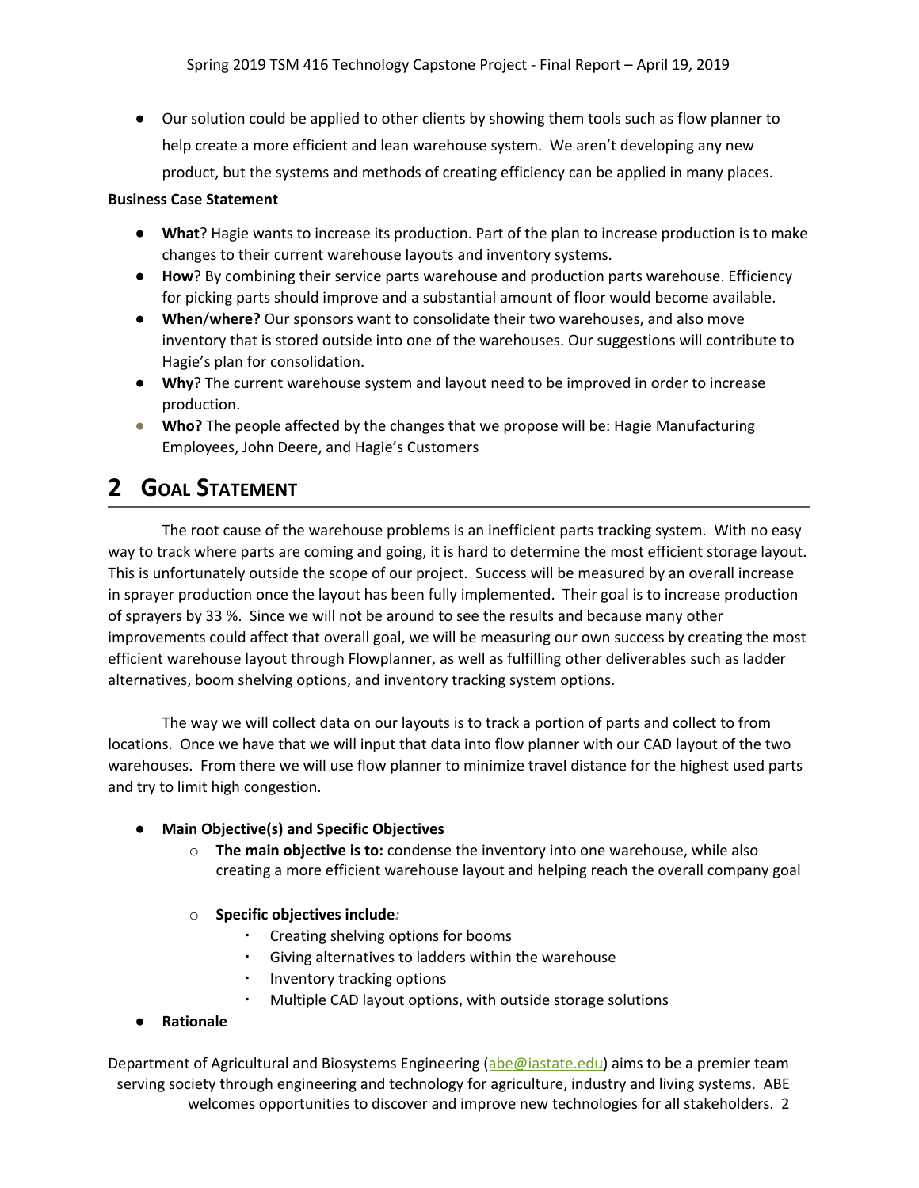- Our solution could be applied to other clients by showing them tools such as flow planner to help create a more efficient and lean warehouse system. We aren't developing any new product, but the systems and methods of creating efficiency can be applied in many places.

**Business Case Statement**

- **What**? Hagie wants to increase its production. Part of the plan to increase production is to make changes to their current warehouse layouts and inventory systems.
- **How**? By combining their service parts warehouse and production parts warehouse. Efficiency for picking parts should improve and a substantial amount of floor would become available.
- **When/where?** Our sponsors want to consolidate their two warehouses, and also move inventory that is stored outside into one of the warehouses. Our suggestions will contribute to Hagie's plan for consolidation.
- **Why**? The current warehouse system and layout need to be improved in order to increase production.
- **Who?** The people affected by the changes that we propose will be: Hagie Manufacturing Employees, John Deere, and Hagie's Customers

# 2 Goal Statement

The root cause of the warehouse problems is an inefficient parts tracking system. With no easy way to track where parts are coming and going, it is hard to determine the most efficient storage layout. This is unfortunately outside the scope of our project. Success will be measured by an overall increase in sprayer production once the layout has been fully implemented. Their goal is to increase production of sprayers by 33 %. Since we will not be around to see the results and because many other improvements could affect that overall goal, we will be measuring our own success by creating the most efficient warehouse layout through Flowplanner, as well as fulfilling other deliverables such as ladder alternatives, boom shelving options, and inventory tracking system options.

The way we will collect data on our layouts is to track a portion of parts and collect to from locations. Once we have that we will input that data into flow planner with our CAD layout of the two warehouses. From there we will use flow planner to minimize travel distance for the highest used parts and try to limit high congestion.

- **Main Objective(s) and Specific Objectives**
  - **The main objective is to:** condense the inventory into one warehouse, while also creating a more efficient warehouse layout and helping reach the overall company goal
  - **Specific objectives include:**
    - Creating shelving options for booms
    - Giving alternatives to ladders within the warehouse
    - Inventory tracking options
    - Multiple CAD layout options, with outside storage solutions
- **Rationale**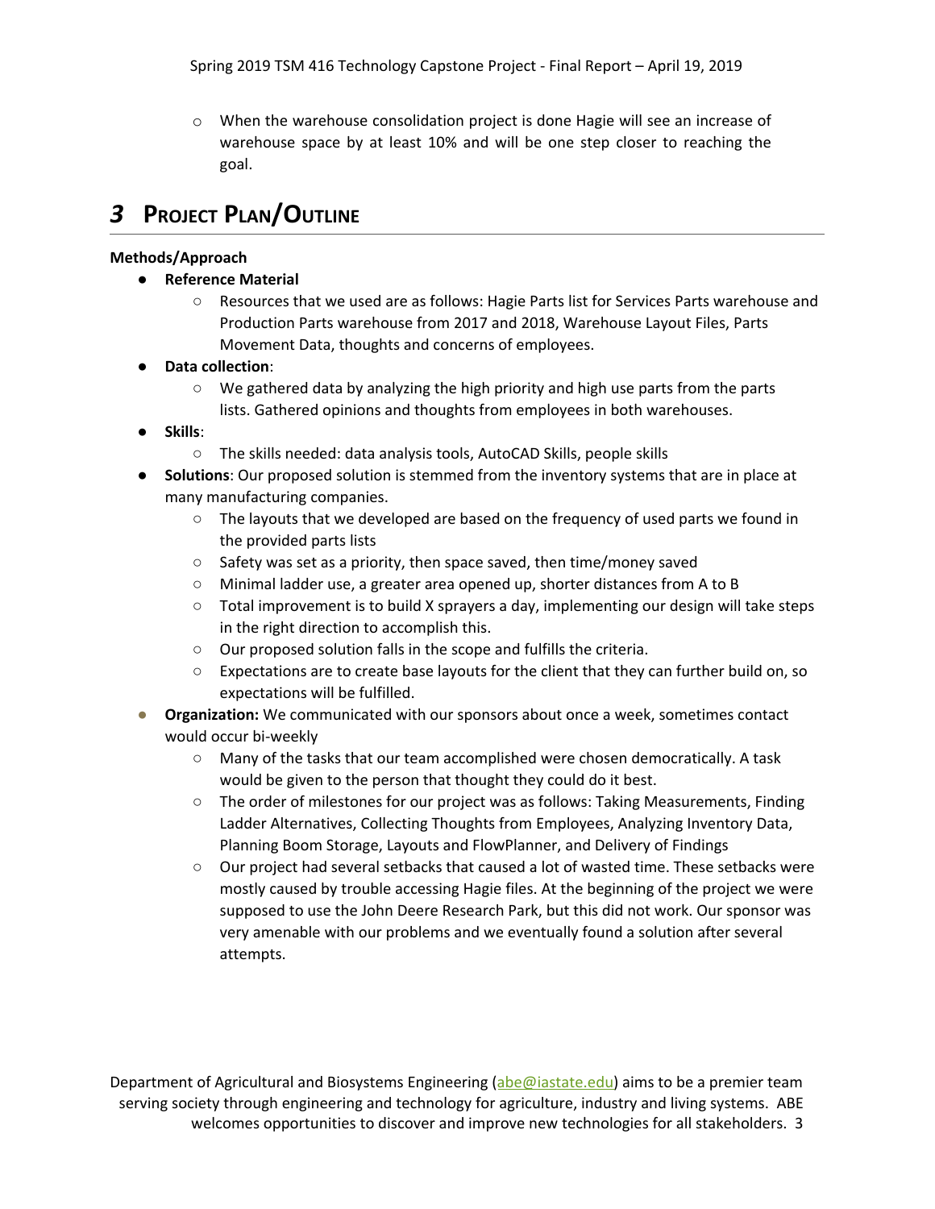- When the warehouse consolidation project is done Hagie will see an increase of warehouse space by at least 10% and will be one step closer to reaching the goal.

# 3 Project Plan/Outline

**Methods/Approach**

- **Reference Material**
    - Resources that we used are as follows: Hagie Parts list for Services Parts warehouse and Production Parts warehouse from 2017 and 2018, Warehouse Layout Files, Parts Movement Data, thoughts and concerns of employees.
- **Data collection**:
    - We gathered data by analyzing the high priority and high use parts from the parts lists. Gathered opinions and thoughts from employees in both warehouses.
- **Skills**:
    - The skills needed: data analysis tools, AutoCAD Skills, people skills
- **Solutions**: Our proposed solution is stemmed from the inventory systems that are in place at many manufacturing companies.
    - The layouts that we developed are based on the frequency of used parts we found in the provided parts lists
    - Safety was set as a priority, then space saved, then time/money saved
    - Minimal ladder use, a greater area opened up, shorter distances from A to B
    - Total improvement is to build X sprayers a day, implementing our design will take steps in the right direction to accomplish this.
    - Our proposed solution falls in the scope and fulfills the criteria.
    - Expectations are to create base layouts for the client that they can further build on, so expectations will be fulfilled.
- **Organization:** We communicated with our sponsors about once a week, sometimes contact would occur bi-weekly
    - Many of the tasks that our team accomplished were chosen democratically. A task would be given to the person that thought they could do it best.
    - The order of milestones for our project was as follows: Taking Measurements, Finding Ladder Alternatives, Collecting Thoughts from Employees, Analyzing Inventory Data, Planning Boom Storage, Layouts and FlowPlanner, and Delivery of Findings
    - Our project had several setbacks that caused a lot of wasted time. These setbacks were mostly caused by trouble accessing Hagie files. At the beginning of the project we were supposed to use the John Deere Research Park, but this did not work. Our sponsor was very amenable with our problems and we eventually found a solution after several attempts.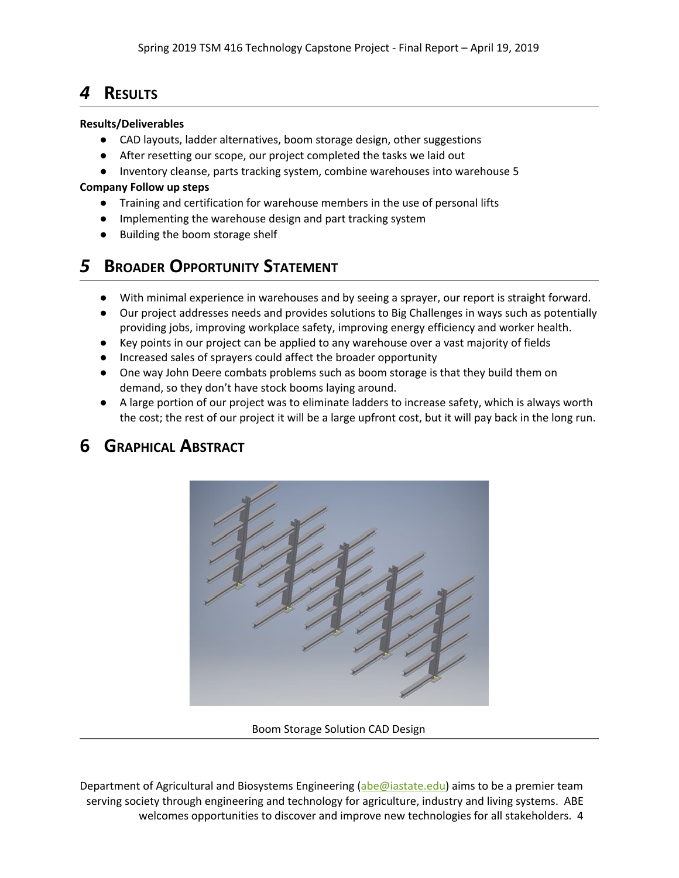# 4 Results

**Results/Deliverables**

- CAD layouts, ladder alternatives, boom storage design, other suggestions
- After resetting our scope, our project completed the tasks we laid out
- Inventory cleanse, parts tracking system, combine warehouses into warehouse 5

**Company Follow up steps**

- Training and certification for warehouse members in the use of personal lifts
- Implementing the warehouse design and part tracking system
- Building the boom storage shelf

# 5 Broader Opportunity Statement

- With minimal experience in warehouses and by seeing a sprayer, our report is straight forward.
- Our project addresses needs and provides solutions to Big Challenges in ways such as potentially providing jobs, improving workplace safety, improving energy efficiency and worker health.
- Key points in our project can be applied to any warehouse over a vast majority of fields
- Increased sales of sprayers could affect the broader opportunity
- One way John Deere combats problems such as boom storage is that they build them on demand, so they don't have stock booms laying around.
- A large portion of our project was to eliminate ladders to increase safety, which is always worth the cost; the rest of our project it will be a large upfront cost, but it will pay back in the long run.

# 6 Graphical Abstract

Boom Storage Solution CAD Design

Department of Agricultural and Biosystems Engineering (abe@iastate.edu) aims to be a premier team serving society through engineering and technology for agriculture, industry and living systems. ABE welcomes opportunities to discover and improve new technologies for all stakeholders.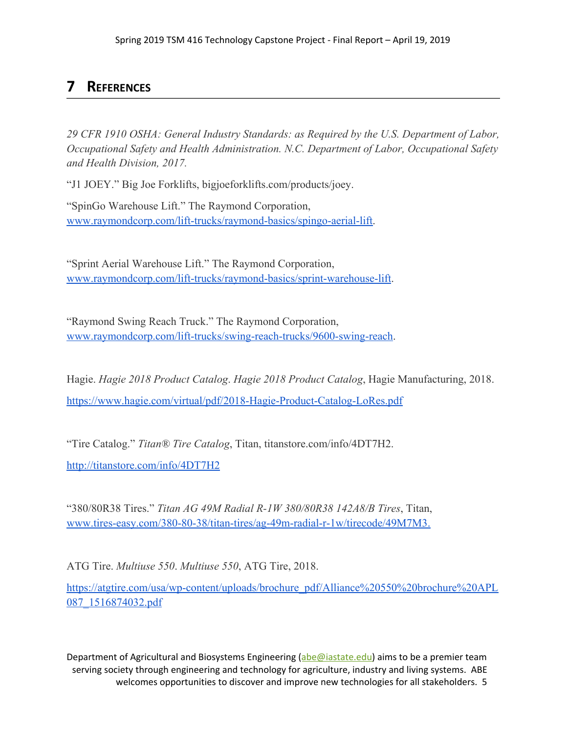# 7 References

*29 CFR 1910 OSHA: General Industry Standards: as Required by the U.S. Department of Labor, Occupational Safety and Health Administration. N.C. Department of Labor, Occupational Safety and Health Division, 2017.*

"J1 JOEY." Big Joe Forklifts, bigjoeforklifts.com/products/joey.

"SpinGo Warehouse Lift." The Raymond Corporation, www.raymondcorp.com/lift-trucks/raymond-basics/spingo-aerial-lift.

"Sprint Aerial Warehouse Lift." The Raymond Corporation, www.raymondcorp.com/lift-trucks/raymond-basics/sprint-warehouse-lift.

"Raymond Swing Reach Truck." The Raymond Corporation, www.raymondcorp.com/lift-trucks/swing-reach-trucks/9600-swing-reach.

Hagie. *Hagie 2018 Product Catalog*. *Hagie 2018 Product Catalog*, Hagie Manufacturing, 2018.

https://www.hagie.com/virtual/pdf/2018-Hagie-Product-Catalog-LoRes.pdf

"Tire Catalog." *Titan® Tire Catalog*, Titan, titanstore.com/info/4DT7H2.

http://titanstore.com/info/4DT7H2

"380/80R38 Tires." *Titan AG 49M Radial R-1W 380/80R38 142A8/B Tires*, Titan, www.tires-easy.com/380-80-38/titan-tires/ag-49m-radial-r-1w/tirecode/49M7M3.

ATG Tire. *Multiuse 550*. *Multiuse 550*, ATG Tire, 2018.

https://atgtire.com/usa/wp-content/uploads/brochure_pdf/Alliance%20550%20brochure%20APL087_1516874032.pdf